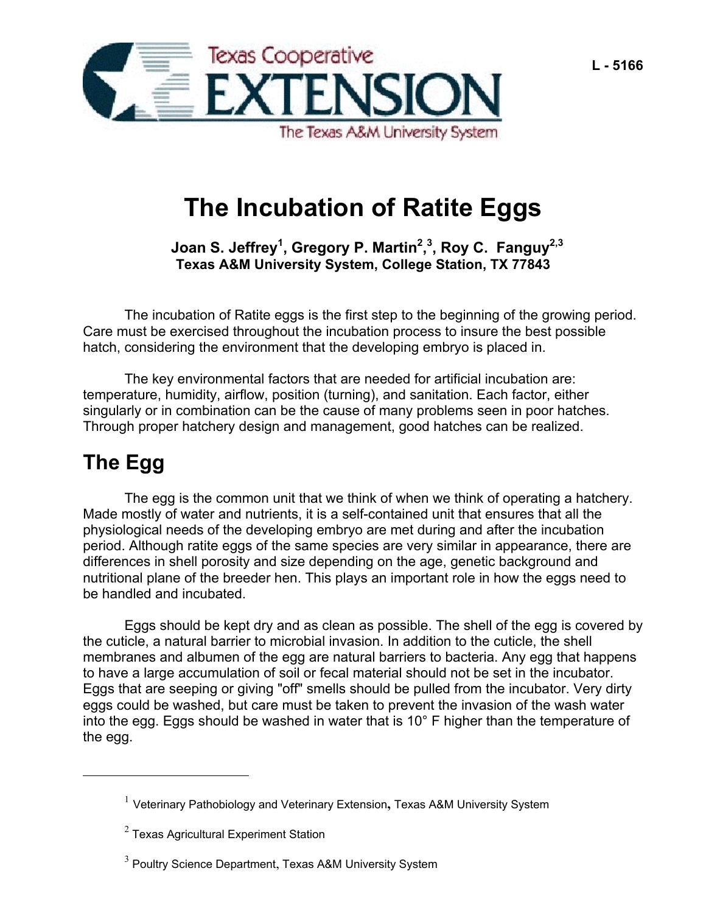Texas Cooperative

EXTENSION

The Texas A&M University System

L - 5166

# The Incubation of Ratite Eggs

**Joan S. Jeffrey[1], Gregory P. Martin[2,3], Roy C. Fanguy[2,3]**
**Texas A&M University System, College Station, TX 77843**

The incubation of Ratite eggs is the first step to the beginning of the growing period. Care must be exercised throughout the incubation process to insure the best possible hatch, considering the environment that the developing embryo is placed in.

The key environmental factors that are needed for artificial incubation are: temperature, humidity, airflow, position (turning), and sanitation. Each factor, either singularly or in combination can be the cause of many problems seen in poor hatches. Through proper hatchery design and management, good hatches can be realized.

## The Egg

The egg is the common unit that we think of when we think of operating a hatchery. Made mostly of water and nutrients, it is a self-contained unit that ensures that all the physiological needs of the developing embryo are met during and after the incubation period. Although ratite eggs of the same species are very similar in appearance, there are differences in shell porosity and size depending on the age, genetic background and nutritional plane of the breeder hen. This plays an important role in how the eggs need to be handled and incubated.

Eggs should be kept dry and as clean as possible. The shell of the egg is covered by the cuticle, a natural barrier to microbial invasion. In addition to the cuticle, the shell membranes and albumen of the egg are natural barriers to bacteria. Any egg that happens to have a large accumulation of soil or fecal material should not be set in the incubator. Eggs that are seeping or giving "off" smells should be pulled from the incubator. Very dirty eggs could be washed, but care must be taken to prevent the invasion of the wash water into the egg. Eggs should be washed in water that is 10° F higher than the temperature of the egg.

---

[1] Veterinary Pathobiology and Veterinary Extension, Texas A&M University System

[2] Texas Agricultural Experiment Station

[3] Poultry Science Department, Texas A&M University System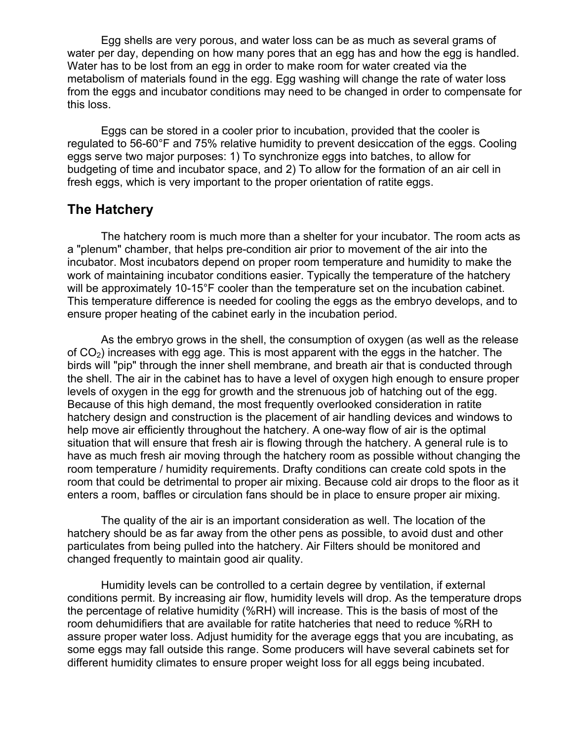Egg shells are very porous, and water loss can be as much as several grams of water per day, depending on how many pores that an egg has and how the egg is handled. Water has to be lost from an egg in order to make room for water created via the metabolism of materials found in the egg. Egg washing will change the rate of water loss from the eggs and incubator conditions may need to be changed in order to compensate for this loss.

Eggs can be stored in a cooler prior to incubation, provided that the cooler is regulated to 56-60°F and 75% relative humidity to prevent desiccation of the eggs. Cooling eggs serve two major purposes: 1) To synchronize eggs into batches, to allow for budgeting of time and incubator space, and 2) To allow for the formation of an air cell in fresh eggs, which is very important to the proper orientation of ratite eggs.

## The Hatchery

The hatchery room is much more than a shelter for your incubator. The room acts as a "plenum" chamber, that helps pre-condition air prior to movement of the air into the incubator. Most incubators depend on proper room temperature and humidity to make the work of maintaining incubator conditions easier. Typically the temperature of the hatchery will be approximately 10-15°F cooler than the temperature set on the incubation cabinet. This temperature difference is needed for cooling the eggs as the embryo develops, and to ensure proper heating of the cabinet early in the incubation period.

As the embryo grows in the shell, the consumption of oxygen (as well as the release of $CO_2$) increases with egg age. This is most apparent with the eggs in the hatcher. The birds will "pip" through the inner shell membrane, and breath air that is conducted through the shell. The air in the cabinet has to have a level of oxygen high enough to ensure proper levels of oxygen in the egg for growth and the strenuous job of hatching out of the egg. Because of this high demand, the most frequently overlooked consideration in ratite hatchery design and construction is the placement of air handling devices and windows to help move air efficiently throughout the hatchery. A one-way flow of air is the optimal situation that will ensure that fresh air is flowing through the hatchery. A general rule is to have as much fresh air moving through the hatchery room as possible without changing the room temperature / humidity requirements. Drafty conditions can create cold spots in the room that could be detrimental to proper air mixing. Because cold air drops to the floor as it enters a room, baffles or circulation fans should be in place to ensure proper air mixing.

The quality of the air is an important consideration as well. The location of the hatchery should be as far away from the other pens as possible, to avoid dust and other particulates from being pulled into the hatchery. Air Filters should be monitored and changed frequently to maintain good air quality.

Humidity levels can be controlled to a certain degree by ventilation, if external conditions permit. By increasing air flow, humidity levels will drop. As the temperature drops the percentage of relative humidity (%RH) will increase. This is the basis of most of the room dehumidifiers that are available for ratite hatcheries that need to reduce %RH to assure proper water loss. Adjust humidity for the average eggs that you are incubating, as some eggs may fall outside this range. Some producers will have several cabinets set for different humidity climates to ensure proper weight loss for all eggs being incubated.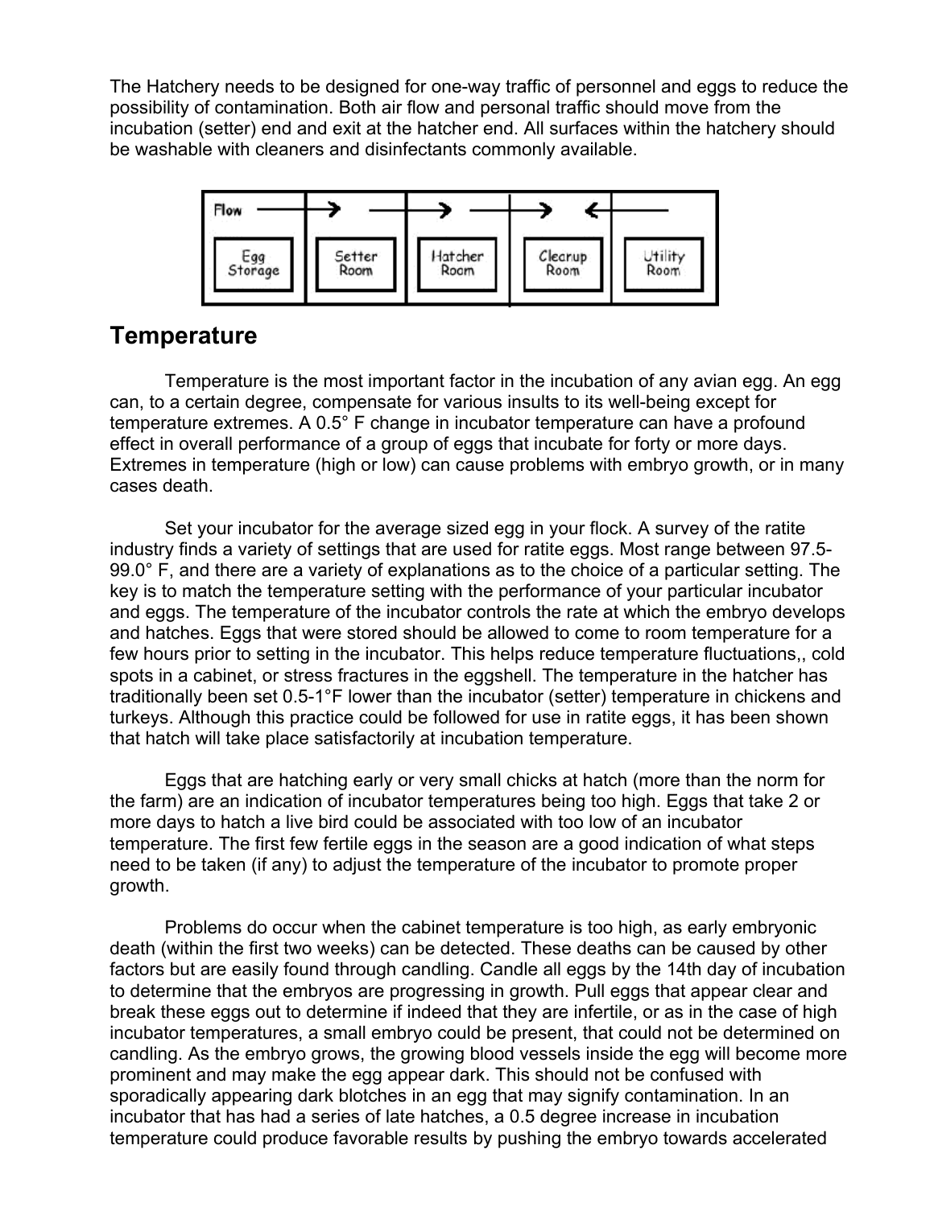The Hatchery needs to be designed for one-way traffic of personnel and eggs to reduce the possibility of contamination. Both air flow and personal traffic should move from the incubation (setter) end and exit at the hatcher end. All surfaces within the hatchery should be washable with cleaners and disinfectants commonly available.

## Temperature

Temperature is the most important factor in the incubation of any avian egg. An egg can, to a certain degree, compensate for various insults to its well-being except for temperature extremes. A 0.5° F change in incubator temperature can have a profound effect in overall performance of a group of eggs that incubate for forty or more days. Extremes in temperature (high or low) can cause problems with embryo growth, or in many cases death.

Set your incubator for the average sized egg in your flock. A survey of the ratite industry finds a variety of settings that are used for ratite eggs. Most range between 97.5-99.0° F, and there are a variety of explanations as to the choice of a particular setting. The key is to match the temperature setting with the performance of your particular incubator and eggs. The temperature of the incubator controls the rate at which the embryo develops and hatches. Eggs that were stored should be allowed to come to room temperature for a few hours prior to setting in the incubator. This helps reduce temperature fluctuations,, cold spots in a cabinet, or stress fractures in the eggshell. The temperature in the hatcher has traditionally been set 0.5-1°F lower than the incubator (setter) temperature in chickens and turkeys. Although this practice could be followed for use in ratite eggs, it has been shown that hatch will take place satisfactorily at incubation temperature.

Eggs that are hatching early or very small chicks at hatch (more than the norm for the farm) are an indication of incubator temperatures being too high. Eggs that take 2 or more days to hatch a live bird could be associated with too low of an incubator temperature. The first few fertile eggs in the season are a good indication of what steps need to be taken (if any) to adjust the temperature of the incubator to promote proper growth.

Problems do occur when the cabinet temperature is too high, as early embryonic death (within the first two weeks) can be detected. These deaths can be caused by other factors but are easily found through candling. Candle all eggs by the 14th day of incubation to determine that the embryos are progressing in growth. Pull eggs that appear clear and break these eggs out to determine if indeed that they are infertile, or as in the case of high incubator temperatures, a small embryo could be present, that could not be determined on candling. As the embryo grows, the growing blood vessels inside the egg will become more prominent and may make the egg appear dark. This should not be confused with sporadically appearing dark blotches in an egg that may signify contamination. In an incubator that has had a series of late hatches, a 0.5 degree increase in incubation temperature could produce favorable results by pushing the embryo towards accelerated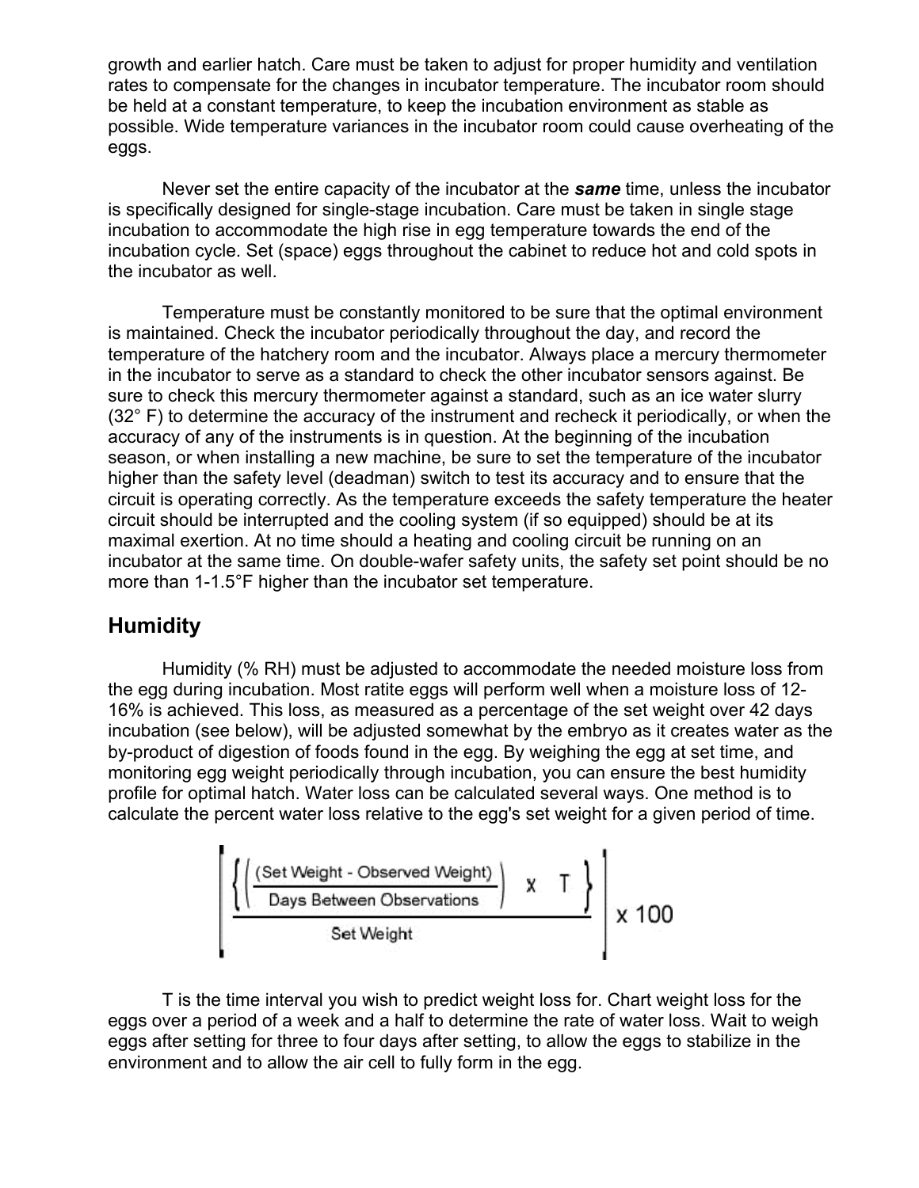growth and earlier hatch. Care must be taken to adjust for proper humidity and ventilation rates to compensate for the changes in incubator temperature. The incubator room should be held at a constant temperature, to keep the incubation environment as stable as possible. Wide temperature variances in the incubator room could cause overheating of the eggs.

Never set the entire capacity of the incubator at the ***same*** time, unless the incubator is specifically designed for single-stage incubation. Care must be taken in single stage incubation to accommodate the high rise in egg temperature towards the end of the incubation cycle. Set (space) eggs throughout the cabinet to reduce hot and cold spots in the incubator as well.

Temperature must be constantly monitored to be sure that the optimal environment is maintained. Check the incubator periodically throughout the day, and record the temperature of the hatchery room and the incubator. Always place a mercury thermometer in the incubator to serve as a standard to check the other incubator sensors against. Be sure to check this mercury thermometer against a standard, such as an ice water slurry (32° F) to determine the accuracy of the instrument and recheck it periodically, or when the accuracy of any of the instruments is in question. At the beginning of the incubation season, or when installing a new machine, be sure to set the temperature of the incubator higher than the safety level (deadman) switch to test its accuracy and to ensure that the circuit is operating correctly. As the temperature exceeds the safety temperature the heater circuit should be interrupted and the cooling system (if so equipped) should be at its maximal exertion. At no time should a heating and cooling circuit be running on an incubator at the same time. On double-wafer safety units, the safety set point should be no more than 1-1.5°F higher than the incubator set temperature.

## Humidity

Humidity (% RH) must be adjusted to accommodate the needed moisture loss from the egg during incubation. Most ratite eggs will perform well when a moisture loss of 12-16% is achieved. This loss, as measured as a percentage of the set weight over 42 days incubation (see below), will be adjusted somewhat by the embryo as it creates water as the by-product of digestion of foods found in the egg. By weighing the egg at set time, and monitoring egg weight periodically through incubation, you can ensure the best humidity profile for optimal hatch. Water loss can be calculated several ways. One method is to calculate the percent water loss relative to the egg's set weight for a given period of time.

$$\left[ \frac{\left\{ \left( \frac{\text{Set Weight - Observed Weight}}{\text{Days Between Observations}} \right) \times T \right\}}{\text{Set Weight}} \right] \times 100$$

T is the time interval you wish to predict weight loss for. Chart weight loss for the eggs over a period of a week and a half to determine the rate of water loss. Wait to weigh eggs after setting for three to four days after setting, to allow the eggs to stabilize in the environment and to allow the air cell to fully form in the egg.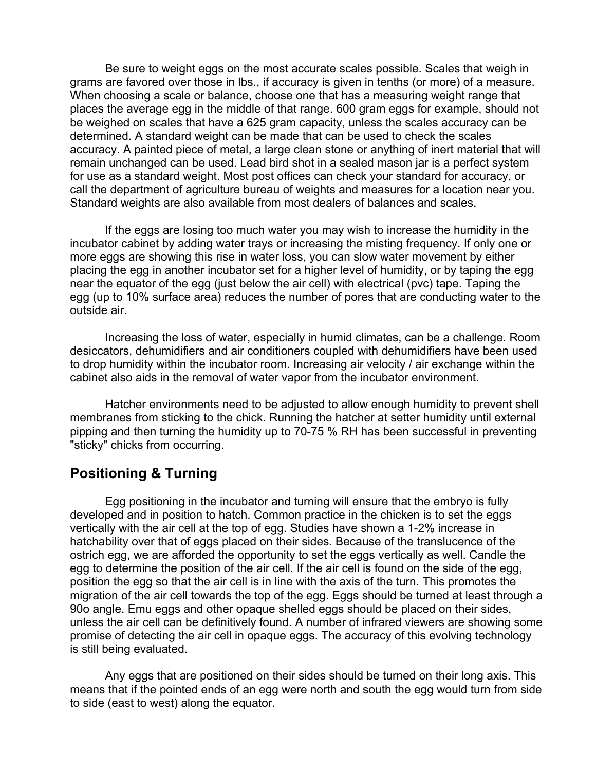Be sure to weight eggs on the most accurate scales possible. Scales that weigh in grams are favored over those in lbs., if accuracy is given in tenths (or more) of a measure. When choosing a scale or balance, choose one that has a measuring weight range that places the average egg in the middle of that range. 600 gram eggs for example, should not be weighed on scales that have a 625 gram capacity, unless the scales accuracy can be determined. A standard weight can be made that can be used to check the scales accuracy. A painted piece of metal, a large clean stone or anything of inert material that will remain unchanged can be used. Lead bird shot in a sealed mason jar is a perfect system for use as a standard weight. Most post offices can check your standard for accuracy, or call the department of agriculture bureau of weights and measures for a location near you. Standard weights are also available from most dealers of balances and scales.

If the eggs are losing too much water you may wish to increase the humidity in the incubator cabinet by adding water trays or increasing the misting frequency. If only one or more eggs are showing this rise in water loss, you can slow water movement by either placing the egg in another incubator set for a higher level of humidity, or by taping the egg near the equator of the egg (just below the air cell) with electrical (pvc) tape. Taping the egg (up to 10% surface area) reduces the number of pores that are conducting water to the outside air.

Increasing the loss of water, especially in humid climates, can be a challenge. Room desiccators, dehumidifiers and air conditioners coupled with dehumidifiers have been used to drop humidity within the incubator room. Increasing air velocity / air exchange within the cabinet also aids in the removal of water vapor from the incubator environment.

Hatcher environments need to be adjusted to allow enough humidity to prevent shell membranes from sticking to the chick. Running the hatcher at setter humidity until external pipping and then turning the humidity up to 70-75 % RH has been successful in preventing "sticky" chicks from occurring.

## Positioning & Turning

Egg positioning in the incubator and turning will ensure that the embryo is fully developed and in position to hatch. Common practice in the chicken is to set the eggs vertically with the air cell at the top of egg. Studies have shown a 1-2% increase in hatchability over that of eggs placed on their sides. Because of the translucence of the ostrich egg, we are afforded the opportunity to set the eggs vertically as well. Candle the egg to determine the position of the air cell. If the air cell is found on the side of the egg, position the egg so that the air cell is in line with the axis of the turn. This promotes the migration of the air cell towards the top of the egg. Eggs should be turned at least through a 90o angle. Emu eggs and other opaque shelled eggs should be placed on their sides, unless the air cell can be definitively found. A number of infrared viewers are showing some promise of detecting the air cell in opaque eggs. The accuracy of this evolving technology is still being evaluated.

Any eggs that are positioned on their sides should be turned on their long axis. This means that if the pointed ends of an egg were north and south the egg would turn from side to side (east to west) along the equator.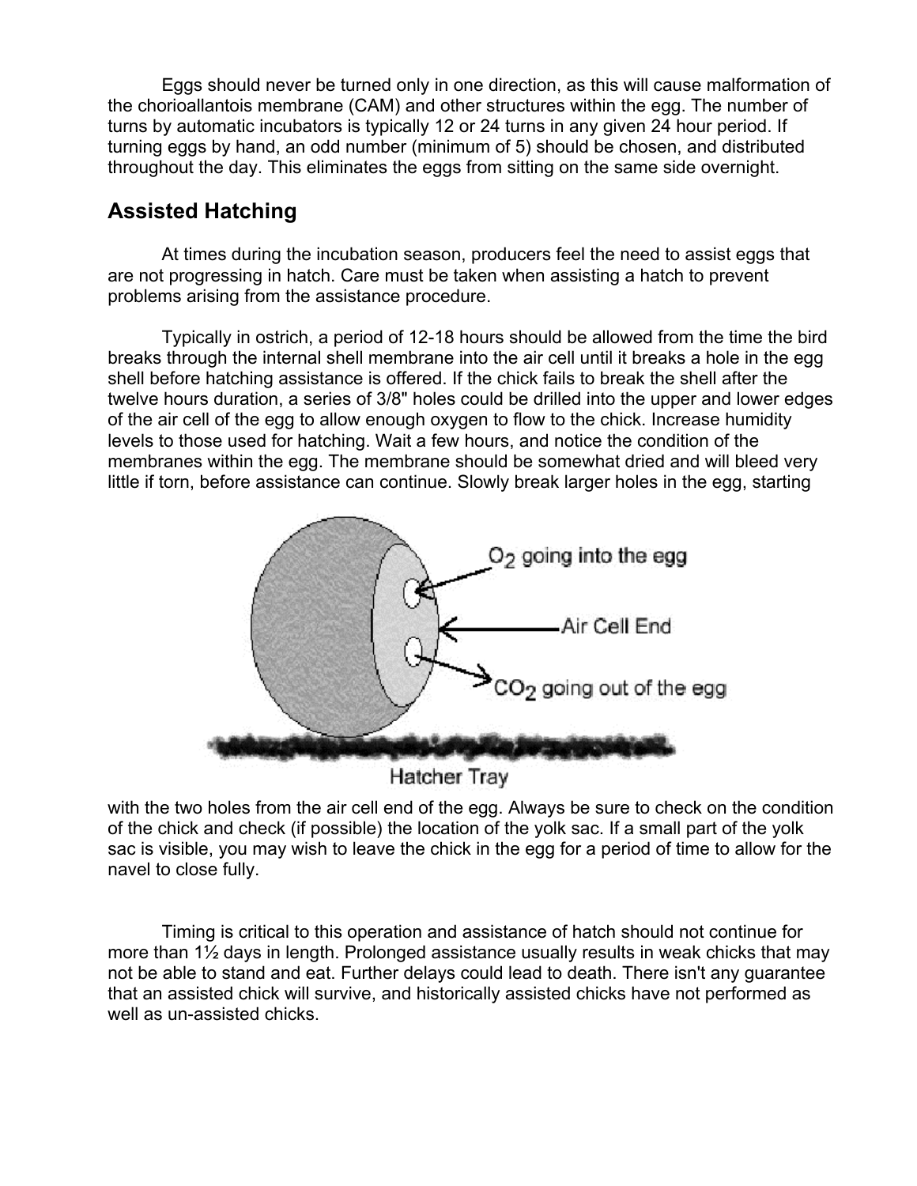Eggs should never be turned only in one direction, as this will cause malformation of the chorioallantois membrane (CAM) and other structures within the egg. The number of turns by automatic incubators is typically 12 or 24 turns in any given 24 hour period. If turning eggs by hand, an odd number (minimum of 5) should be chosen, and distributed throughout the day. This eliminates the eggs from sitting on the same side overnight.

## Assisted Hatching

At times during the incubation season, producers feel the need to assist eggs that are not progressing in hatch. Care must be taken when assisting a hatch to prevent problems arising from the assistance procedure.

Typically in ostrich, a period of 12-18 hours should be allowed from the time the bird breaks through the internal shell membrane into the air cell until it breaks a hole in the egg shell before hatching assistance is offered. If the chick fails to break the shell after the twelve hours duration, a series of 3/8" holes could be drilled into the upper and lower edges of the air cell of the egg to allow enough oxygen to flow to the chick. Increase humidity levels to those used for hatching. Wait a few hours, and notice the condition of the membranes within the egg. The membrane should be somewhat dried and will bleed very little if torn, before assistance can continue. Slowly break larger holes in the egg, starting with the two holes from the air cell end of the egg. Always be sure to check on the condition of the chick and check (if possible) the location of the yolk sac. If a small part of the yolk sac is visible, you may wish to leave the chick in the egg for a period of time to allow for the navel to close fully.

Timing is critical to this operation and assistance of hatch should not continue for more than 1½ days in length. Prolonged assistance usually results in weak chicks that may not be able to stand and eat. Further delays could lead to death. There isn't any guarantee that an assisted chick will survive, and historically assisted chicks have not performed as well as un-assisted chicks.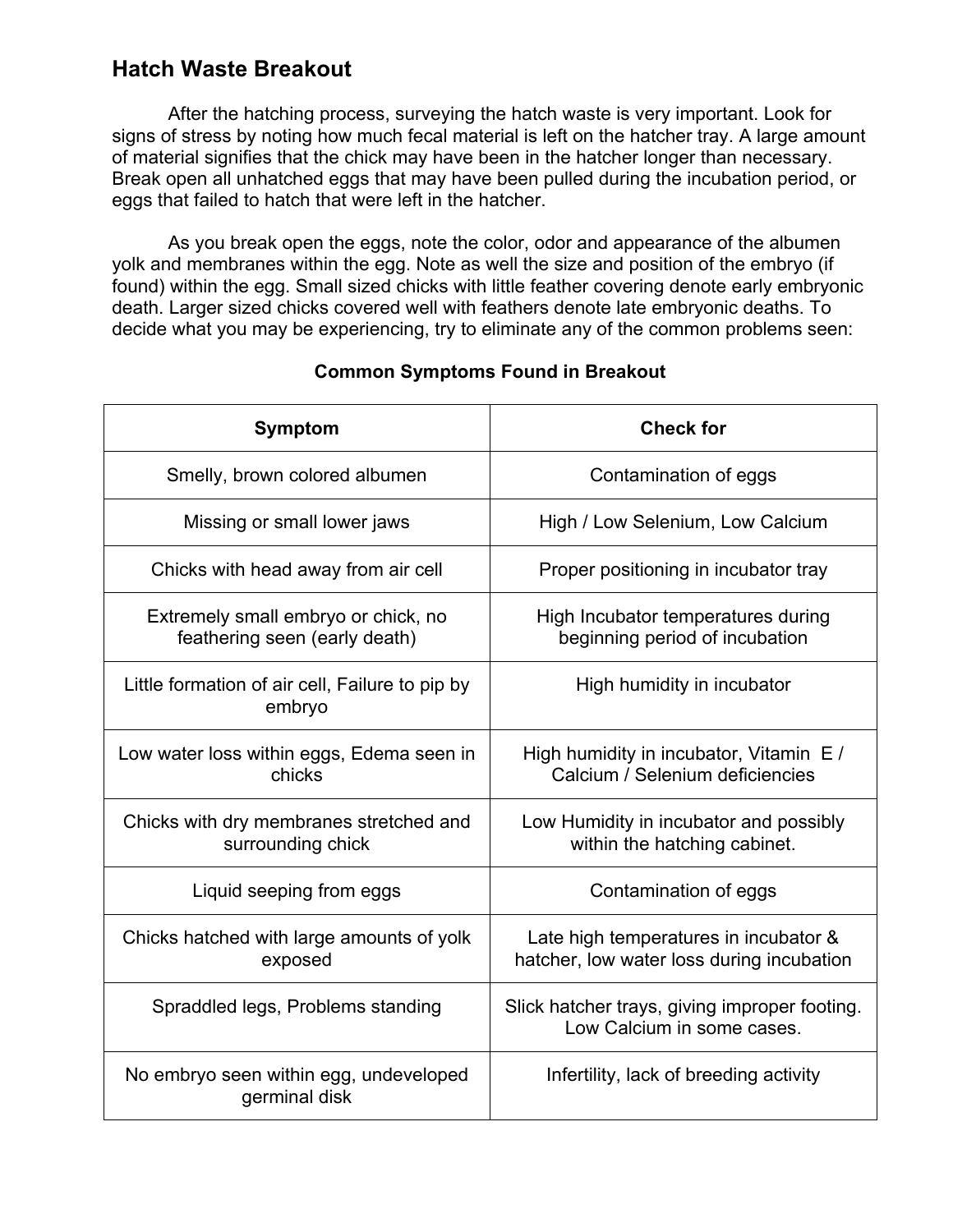# Hatch Waste Breakout

After the hatching process, surveying the hatch waste is very important. Look for signs of stress by noting how much fecal material is left on the hatcher tray. A large amount of material signifies that the chick may have been in the hatcher longer than necessary. Break open all unhatched eggs that may have been pulled during the incubation period, or eggs that failed to hatch that were left in the hatcher.

As you break open the eggs, note the color, odor and appearance of the albumen yolk and membranes within the egg. Note as well the size and position of the embryo (if found) within the egg. Small sized chicks with little feather covering denote early embryonic death. Larger sized chicks covered well with feathers denote late embryonic deaths. To decide what you may be experiencing, try to eliminate any of the common problems seen:

**Common Symptoms Found in Breakout**

| Symptom | Check for |
| --- | --- |
| Smelly, brown colored albumen | Contamination of eggs |
| Missing or small lower jaws | High / Low Selenium, Low Calcium |
| Chicks with head away from air cell | Proper positioning in incubator tray |
| Extremely small embryo or chick, no feathering seen (early death) | High Incubator temperatures during beginning period of incubation |
| Little formation of air cell, Failure to pip by embryo | High humidity in incubator |
| Low water loss within eggs, Edema seen in chicks | High humidity in incubator, Vitamin E / Calcium / Selenium deficiencies |
| Chicks with dry membranes stretched and surrounding chick | Low Humidity in incubator and possibly within the hatching cabinet. |
| Liquid seeping from eggs | Contamination of eggs |
| Chicks hatched with large amounts of yolk exposed | Late high temperatures in incubator & hatcher, low water loss during incubation |
| Spraddled legs, Problems standing | Slick hatcher trays, giving improper footing. Low Calcium in some cases. |
| No embryo seen within egg, undeveloped germinal disk | Infertility, lack of breeding activity |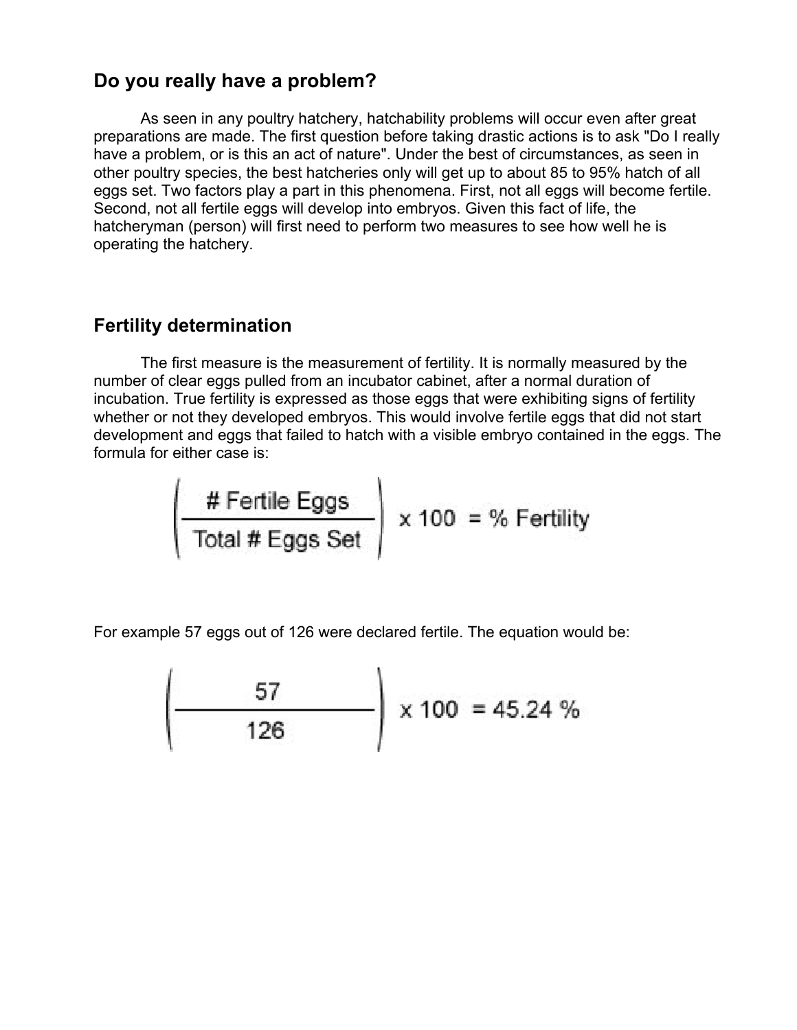## Do you really have a problem?

As seen in any poultry hatchery, hatchability problems will occur even after great preparations are made. The first question before taking drastic actions is to ask "Do I really have a problem, or is this an act of nature". Under the best of circumstances, as seen in other poultry species, the best hatcheries only will get up to about 85 to 95% hatch of all eggs set. Two factors play a part in this phenomena. First, not all eggs will become fertile. Second, not all fertile eggs will develop into embryos. Given this fact of life, the hatcheryman (person) will first need to perform two measures to see how well he is operating the hatchery.

## Fertility determination

The first measure is the measurement of fertility. It is normally measured by the number of clear eggs pulled from an incubator cabinet, after a normal duration of incubation. True fertility is expressed as those eggs that were exhibiting signs of fertility whether or not they developed embryos. This would involve fertile eggs that did not start development and eggs that failed to hatch with a visible embryo contained in the eggs. The formula for either case is:

$$\left(\frac{\text{\# Fertile Eggs}}{\text{Total \# Eggs Set}}\right) \times 100 = \text{\% Fertility}$$

For example 57 eggs out of 126 were declared fertile. The equation would be:

$$\left(\frac{57}{126}\right) \times 100 = 45.24\ \%$$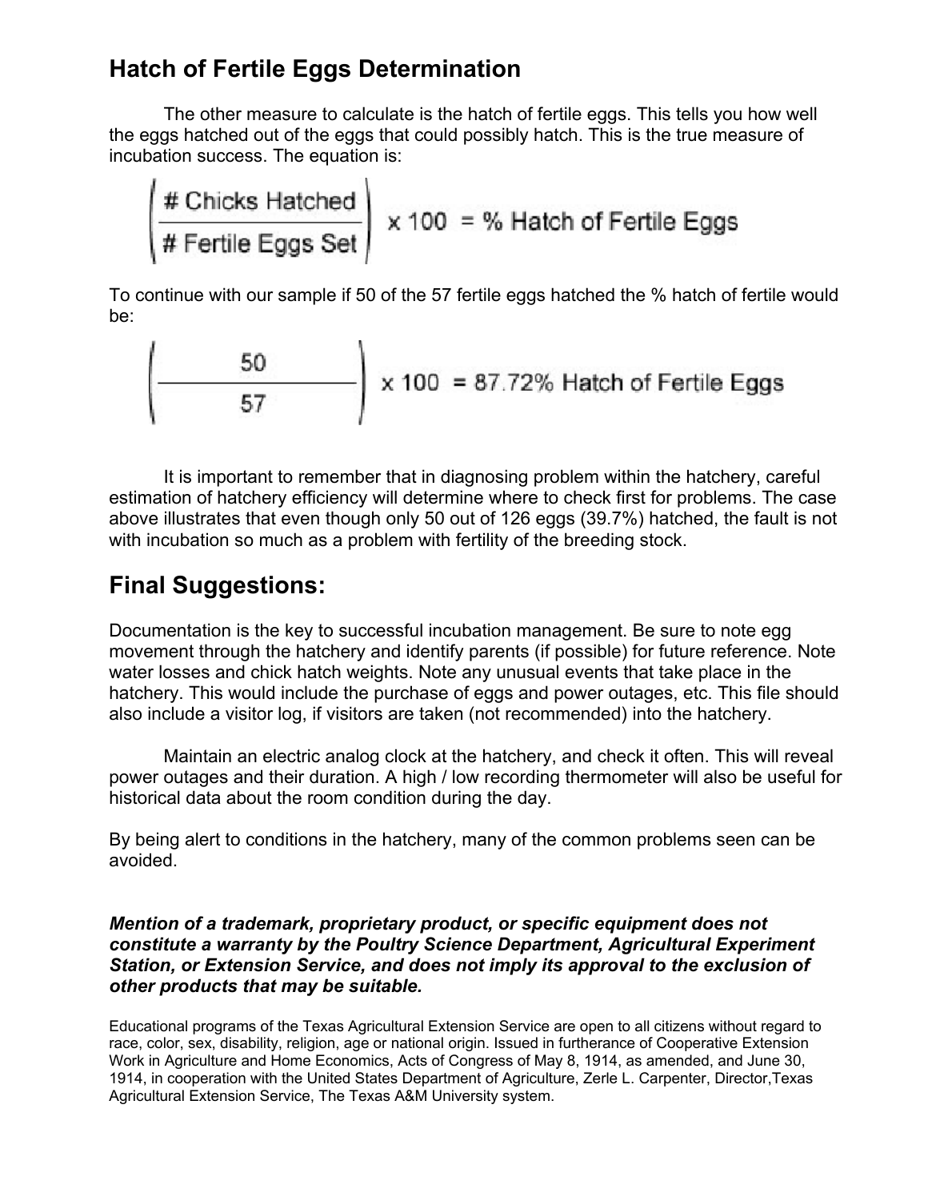## Hatch of Fertile Eggs Determination

The other measure to calculate is the hatch of fertile eggs. This tells you how well the eggs hatched out of the eggs that could possibly hatch. This is the true measure of incubation success. The equation is:

$$\left(\frac{\text{\# Chicks Hatched}}{\text{\# Fertile Eggs Set}}\right) \times 100 = \text{\% Hatch of Fertile Eggs}$$

To continue with our sample if 50 of the 57 fertile eggs hatched the % hatch of fertile would be:

$$\left(\frac{50}{57}\right) \times 100 = 87.72\% \text{ Hatch of Fertile Eggs}$$

It is important to remember that in diagnosing problem within the hatchery, careful estimation of hatchery efficiency will determine where to check first for problems. The case above illustrates that even though only 50 out of 126 eggs (39.7%) hatched, the fault is not with incubation so much as a problem with fertility of the breeding stock.

## Final Suggestions:

Documentation is the key to successful incubation management. Be sure to note egg movement through the hatchery and identify parents (if possible) for future reference. Note water losses and chick hatch weights. Note any unusual events that take place in the hatchery. This would include the purchase of eggs and power outages, etc. This file should also include a visitor log, if visitors are taken (not recommended) into the hatchery.

Maintain an electric analog clock at the hatchery, and check it often. This will reveal power outages and their duration. A high / low recording thermometer will also be useful for historical data about the room condition during the day.

By being alert to conditions in the hatchery, many of the common problems seen can be avoided.

***Mention of a trademark, proprietary product, or specific equipment does not constitute a warranty by the Poultry Science Department, Agricultural Experiment Station, or Extension Service, and does not imply its approval to the exclusion of other products that may be suitable.***

Educational programs of the Texas Agricultural Extension Service are open to all citizens without regard to race, color, sex, disability, religion, age or national origin. Issued in furtherance of Cooperative Extension Work in Agriculture and Home Economics, Acts of Congress of May 8, 1914, as amended, and June 30, 1914, in cooperation with the United States Department of Agriculture, Zerle L. Carpenter, Director,Texas Agricultural Extension Service, The Texas A&M University system.